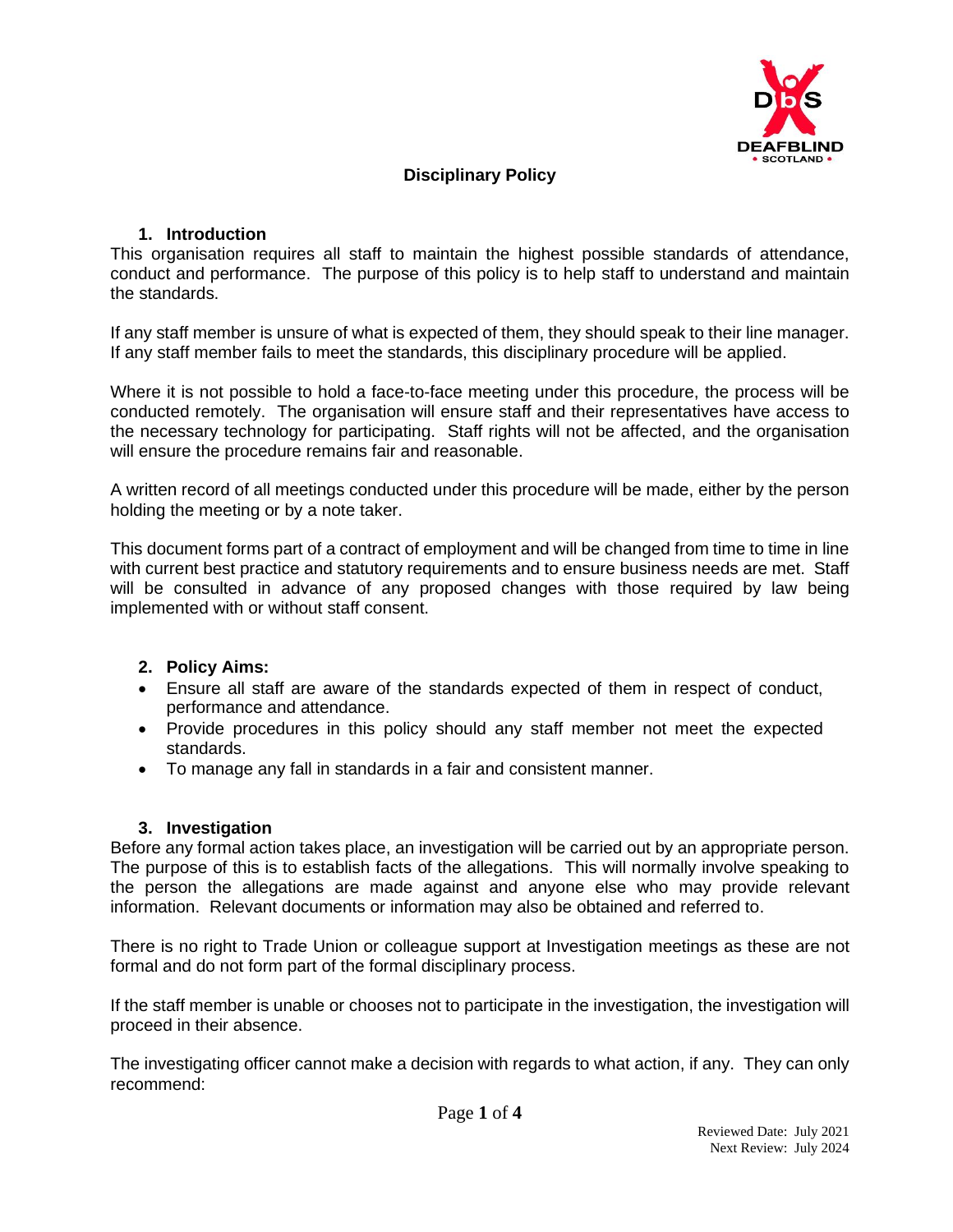# Disciplinary Policy

## 1. Introduction

This organisation requires all staff to maintain the highest possible standards of attendance, conduct and performance. The purpose of this policy is to help staff to understand and maintain the standards.

If any staff member is unsure of what is expected of them, they should speak to their line manager. If any staff member fails to meet the standards, this disciplinary procedure will be applied.

Where it is not possible to hold a face-to-face meeting under this procedure, the process will be conducted remotely. The organisation will ensure staff and their representatives have access to the necessary technology for participating. Staff rights will not be affected, and the organisation will ensure the procedure remains fair and reasonable.

A written record of all meetings conducted under this procedure will be made, either by the person holding the meeting or by a note taker.

This document forms part of a contract of employment and will be changed from time to time in line with current best practice and statutory requirements and to ensure business needs are met. Staff will be consulted in advance of any proposed changes with those required by law being implemented with or without staff consent.

## 2. Policy Aims:

- Ensure all staff are aware of the standards expected of them in respect of conduct, performance and attendance.
- Provide procedures in this policy should any staff member not meet the expected standards.
- To manage any fall in standards in a fair and consistent manner.

## 3. Investigation

Before any formal action takes place, an investigation will be carried out by an appropriate person. The purpose of this is to establish facts of the allegations. This will normally involve speaking to the person the allegations are made against and anyone else who may provide relevant information. Relevant documents or information may also be obtained and referred to.

There is no right to Trade Union or colleague support at Investigation meetings as these are not formal and do not form part of the formal disciplinary process.

If the staff member is unable or chooses not to participate in the investigation, the investigation will proceed in their absence.

The investigating officer cannot make a decision with regards to what action, if any. They can only recommend: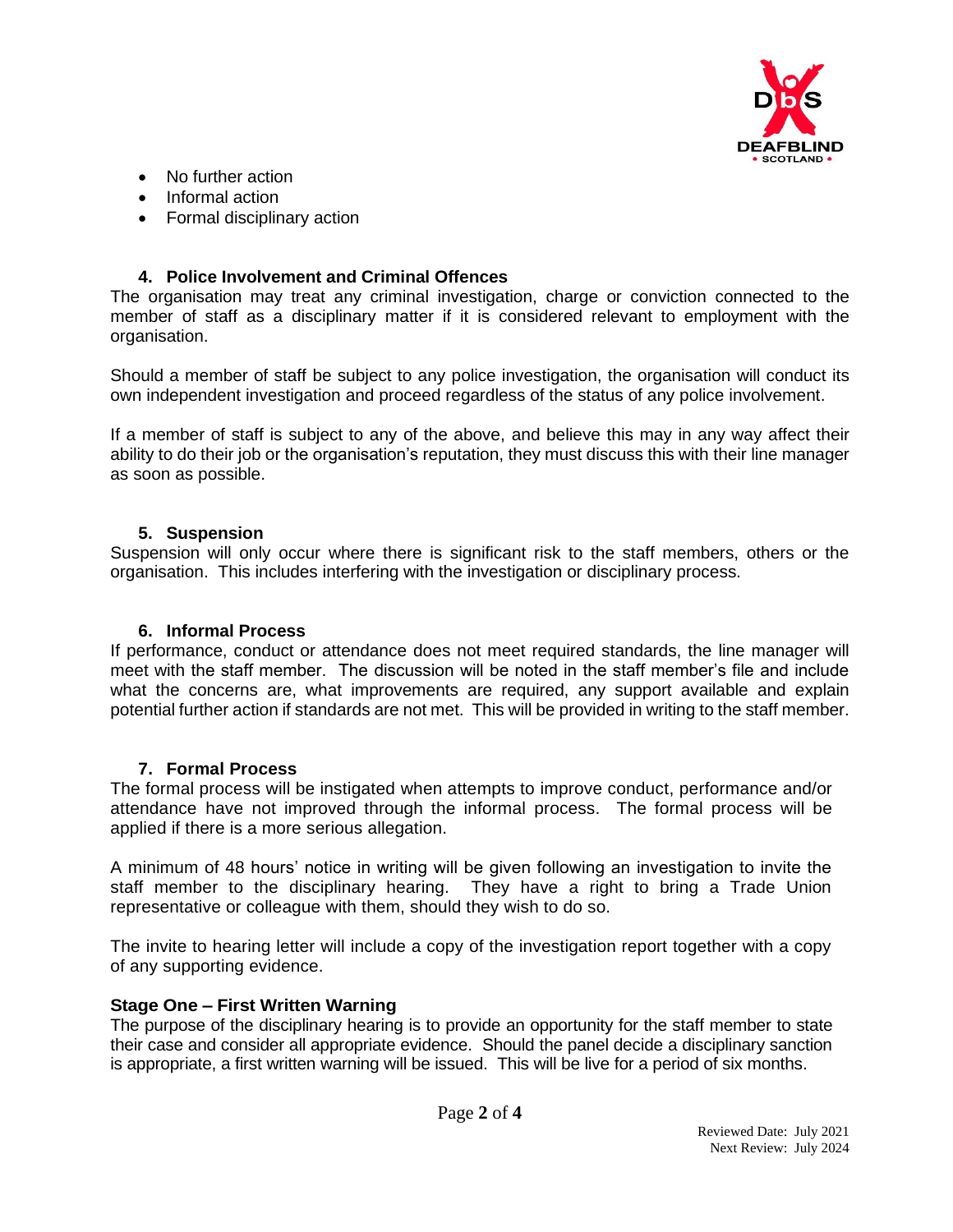- No further action
- Informal action
- Formal disciplinary action

### 4. Police Involvement and Criminal Offences

The organisation may treat any criminal investigation, charge or conviction connected to the member of staff as a disciplinary matter if it is considered relevant to employment with the organisation.

Should a member of staff be subject to any police investigation, the organisation will conduct its own independent investigation and proceed regardless of the status of any police involvement.

If a member of staff is subject to any of the above, and believe this may in any way affect their ability to do their job or the organisation's reputation, they must discuss this with their line manager as soon as possible.

### 5. Suspension

Suspension will only occur where there is significant risk to the staff members, others or the organisation. This includes interfering with the investigation or disciplinary process.

### 6. Informal Process

If performance, conduct or attendance does not meet required standards, the line manager will meet with the staff member. The discussion will be noted in the staff member's file and include what the concerns are, what improvements are required, any support available and explain potential further action if standards are not met. This will be provided in writing to the staff member.

### 7. Formal Process

The formal process will be instigated when attempts to improve conduct, performance and/or attendance have not improved through the informal process. The formal process will be applied if there is a more serious allegation.

A minimum of 48 hours' notice in writing will be given following an investigation to invite the staff member to the disciplinary hearing. They have a right to bring a Trade Union representative or colleague with them, should they wish to do so.

The invite to hearing letter will include a copy of the investigation report together with a copy of any supporting evidence.

**Stage One – First Written Warning**

The purpose of the disciplinary hearing is to provide an opportunity for the staff member to state their case and consider all appropriate evidence. Should the panel decide a disciplinary sanction is appropriate, a first written warning will be issued. This will be live for a period of six months.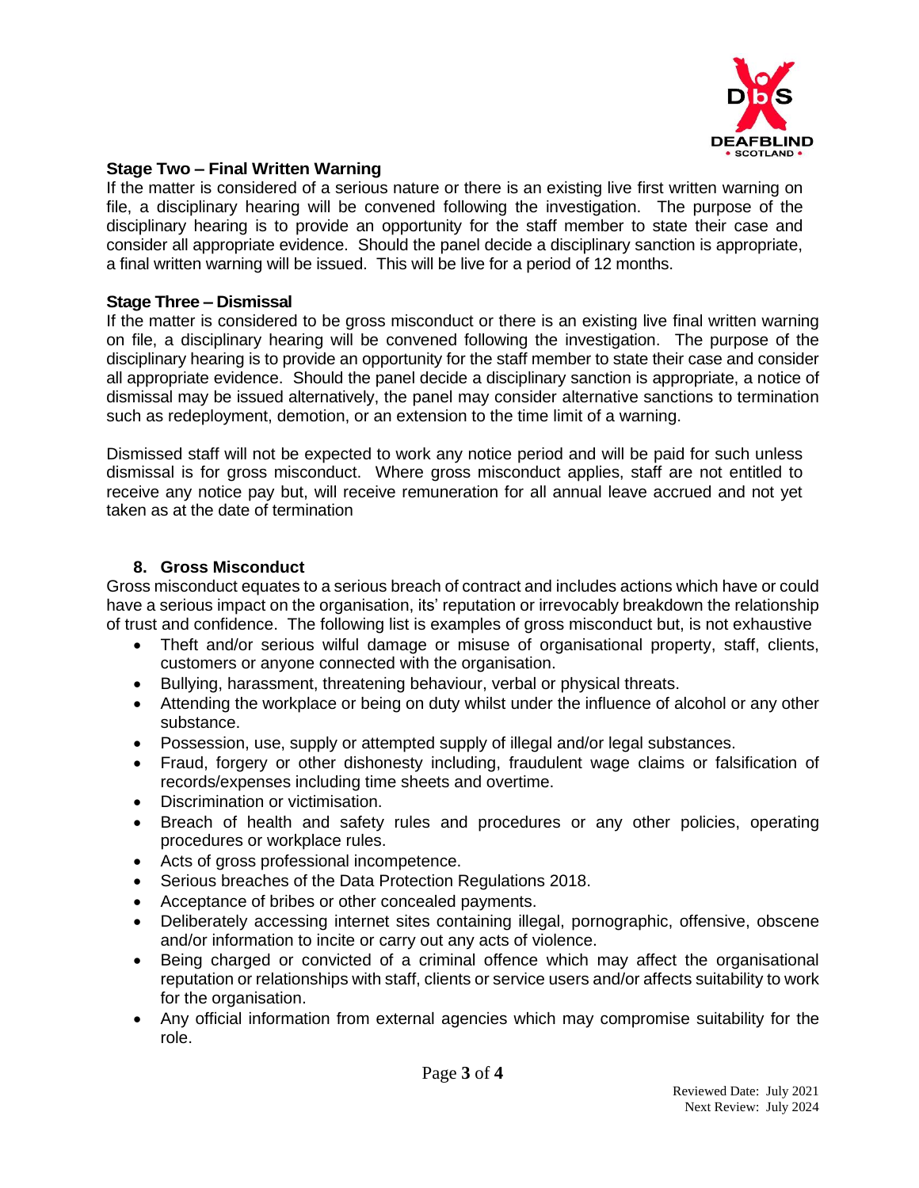**Stage Two – Final Written Warning**

If the matter is considered of a serious nature or there is an existing live first written warning on file, a disciplinary hearing will be convened following the investigation. The purpose of the disciplinary hearing is to provide an opportunity for the staff member to state their case and consider all appropriate evidence. Should the panel decide a disciplinary sanction is appropriate, a final written warning will be issued. This will be live for a period of 12 months.

**Stage Three – Dismissal**

If the matter is considered to be gross misconduct or there is an existing live final written warning on file, a disciplinary hearing will be convened following the investigation. The purpose of the disciplinary hearing is to provide an opportunity for the staff member to state their case and consider all appropriate evidence. Should the panel decide a disciplinary sanction is appropriate, a notice of dismissal may be issued alternatively, the panel may consider alternative sanctions to termination such as redeployment, demotion, or an extension to the time limit of a warning.

Dismissed staff will not be expected to work any notice period and will be paid for such unless dismissal is for gross misconduct. Where gross misconduct applies, staff are not entitled to receive any notice pay but, will receive remuneration for all annual leave accrued and not yet taken as at the date of termination

## 8. Gross Misconduct

Gross misconduct equates to a serious breach of contract and includes actions which have or could have a serious impact on the organisation, its' reputation or irrevocably breakdown the relationship of trust and confidence. The following list is examples of gross misconduct but, is not exhaustive

- Theft and/or serious wilful damage or misuse of organisational property, staff, clients, customers or anyone connected with the organisation.
- Bullying, harassment, threatening behaviour, verbal or physical threats.
- Attending the workplace or being on duty whilst under the influence of alcohol or any other substance.
- Possession, use, supply or attempted supply of illegal and/or legal substances.
- Fraud, forgery or other dishonesty including, fraudulent wage claims or falsification of records/expenses including time sheets and overtime.
- Discrimination or victimisation.
- Breach of health and safety rules and procedures or any other policies, operating procedures or workplace rules.
- Acts of gross professional incompetence.
- Serious breaches of the Data Protection Regulations 2018.
- Acceptance of bribes or other concealed payments.
- Deliberately accessing internet sites containing illegal, pornographic, offensive, obscene and/or information to incite or carry out any acts of violence.
- Being charged or convicted of a criminal offence which may affect the organisational reputation or relationships with staff, clients or service users and/or affects suitability to work for the organisation.
- Any official information from external agencies which may compromise suitability for the role.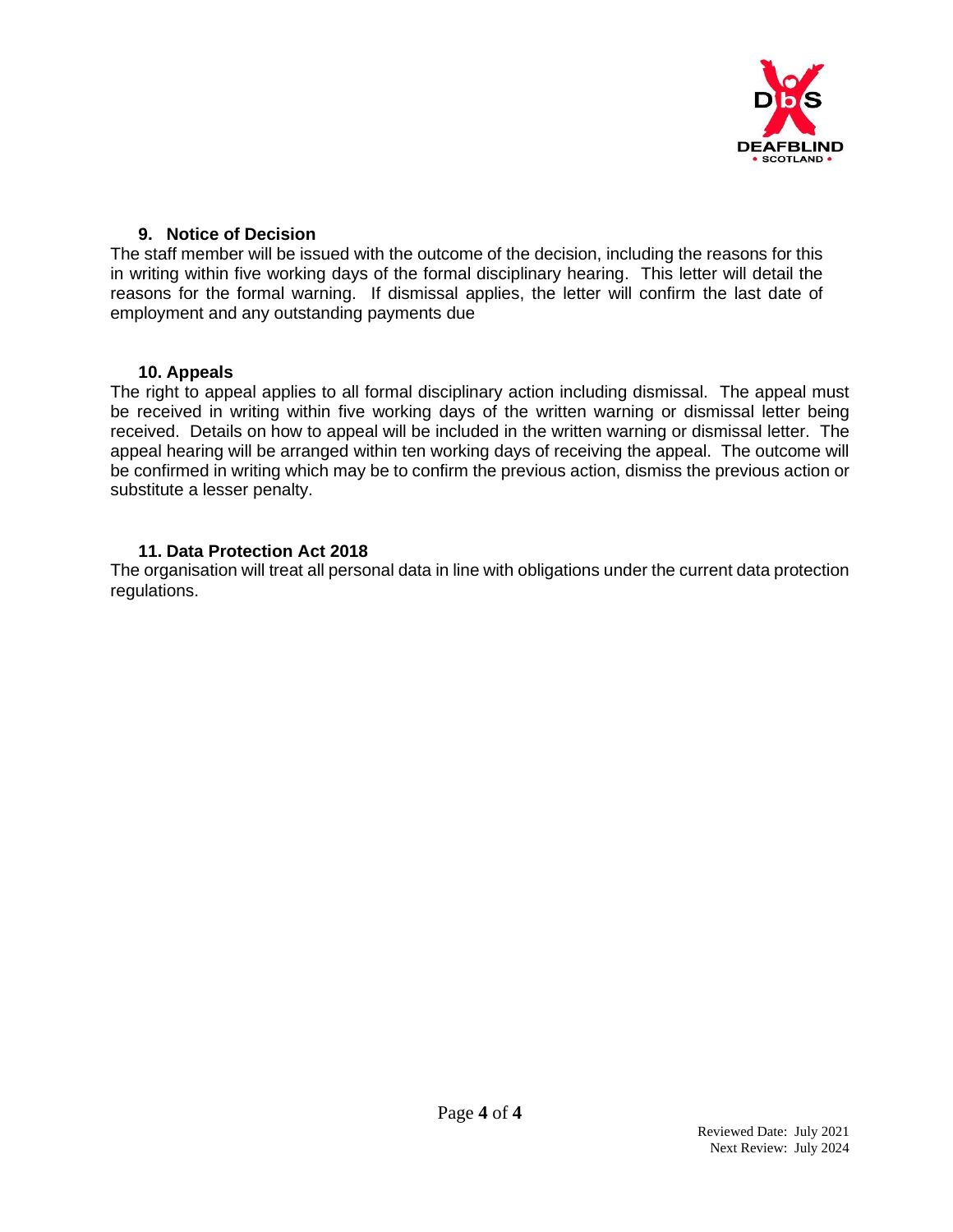## 9. Notice of Decision

The staff member will be issued with the outcome of the decision, including the reasons for this in writing within five working days of the formal disciplinary hearing. This letter will detail the reasons for the formal warning. If dismissal applies, the letter will confirm the last date of employment and any outstanding payments due

## 10. Appeals

The right to appeal applies to all formal disciplinary action including dismissal. The appeal must be received in writing within five working days of the written warning or dismissal letter being received. Details on how to appeal will be included in the written warning or dismissal letter. The appeal hearing will be arranged within ten working days of receiving the appeal. The outcome will be confirmed in writing which may be to confirm the previous action, dismiss the previous action or substitute a lesser penalty.

## 11. Data Protection Act 2018

The organisation will treat all personal data in line with obligations under the current data protection regulations.

Reviewed Date: July 2021
Next Review: July 2024